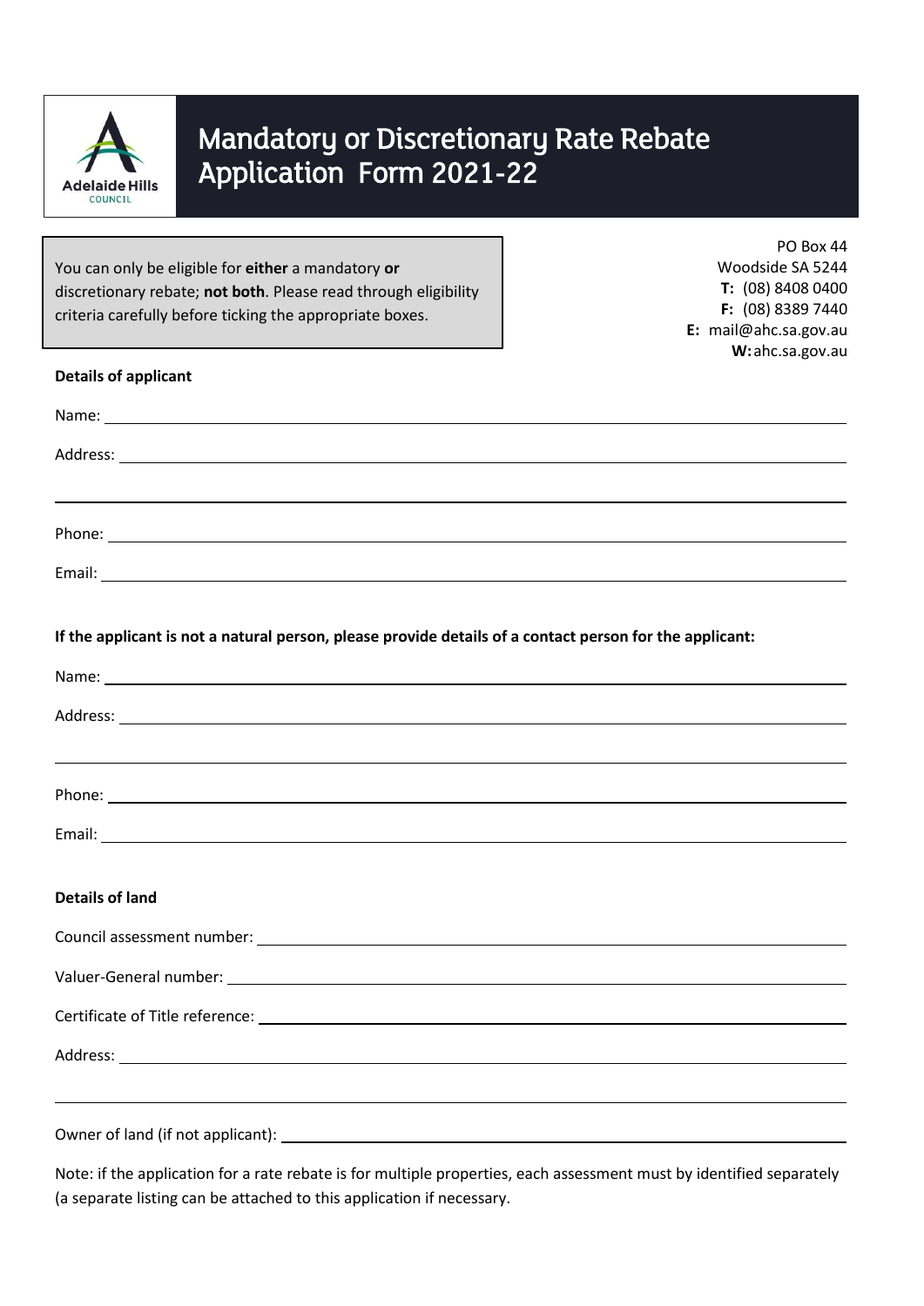# Mandatory or Discretionary Rate Rebate Application Form 2021-22

Adelaide Hills Council

You can only be eligible for **either** a mandatory **or** discretionary rebate; **not both**. Please read through eligibility criteria carefully before ticking the appropriate boxes.

PO Box 44
Woodside SA 5244
**T:** (08) 8408 0400
**F:** (08) 8389 7440
**E:** mail@ahc.sa.gov.au
**W:** ahc.sa.gov.au

**Details of applicant**

Name: ______________________________

Address: ______________________________

______________________________

Phone: ______________________________

Email: ______________________________

**If the applicant is not a natural person, please provide details of a contact person for the applicant:**

Name: ______________________________

Address: ______________________________

______________________________

Phone: ______________________________

Email: ______________________________

**Details of land**

Council assessment number: ______________________________

Valuer-General number: ______________________________

Certificate of Title reference: ______________________________

Address: ______________________________

______________________________

Owner of land (if not applicant): ______________________________

Note: if the application for a rate rebate is for multiple properties, each assessment must by identified separately (a separate listing can be attached to this application if necessary.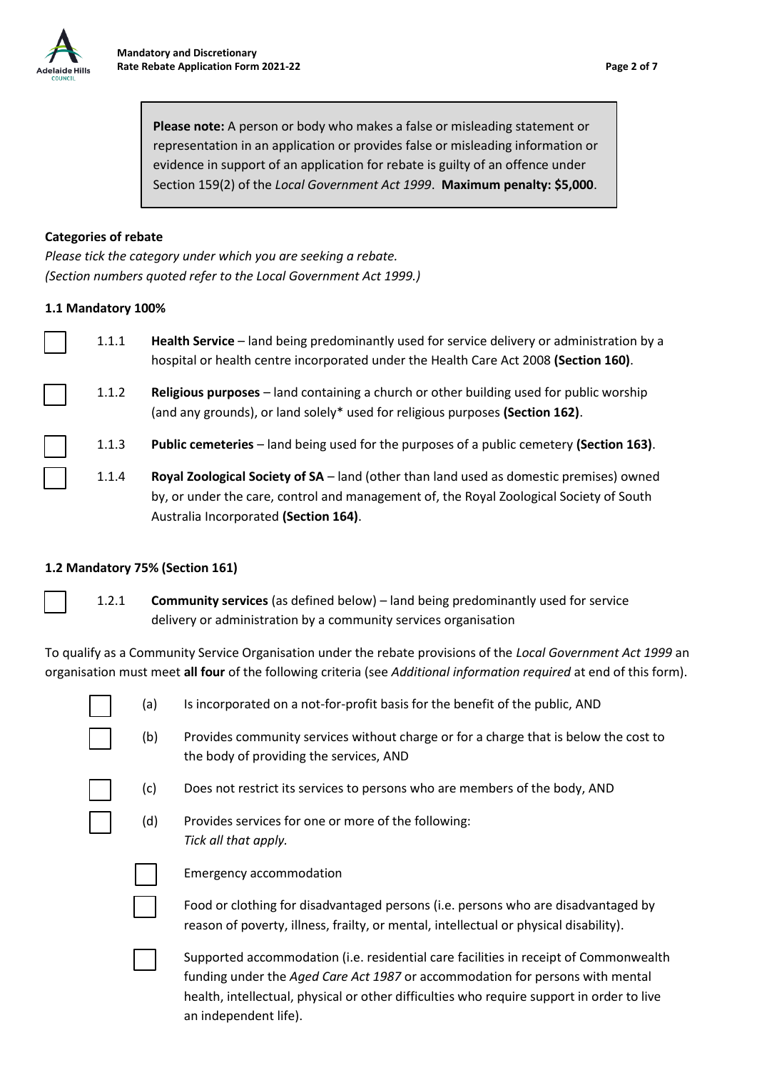**Please note:** A person or body who makes a false or misleading statement or representation in an application or provides false or misleading information or evidence in support of an application for rebate is guilty of an offence under Section 159(2) of the *Local Government Act 1999*. **Maximum penalty: $5,000**.

**Categories of rebate**

*Please tick the category under which you are seeking a rebate.*
*(Section numbers quoted refer to the Local Government Act 1999.)*

**1.1 Mandatory 100%**

☐ 1.1.1 **Health Service** – land being predominantly used for service delivery or administration by a hospital or health centre incorporated under the Health Care Act 2008 **(Section 160)**.

☐ 1.1.2 **Religious purposes** – land containing a church or other building used for public worship (and any grounds), or land solely* used for religious purposes **(Section 162)**.

☐ 1.1.3 **Public cemeteries** – land being used for the purposes of a public cemetery **(Section 163)**.

☐ 1.1.4 **Royal Zoological Society of SA** – land (other than land used as domestic premises) owned by, or under the care, control and management of, the Royal Zoological Society of South Australia Incorporated **(Section 164)**.

**1.2 Mandatory 75% (Section 161)**

☐ 1.2.1 **Community services** (as defined below) – land being predominantly used for service delivery or administration by a community services organisation

To qualify as a Community Service Organisation under the rebate provisions of the *Local Government Act 1999* an organisation must meet **all four** of the following criteria (see *Additional information required* at end of this form).

☐ (a) Is incorporated on a not-for-profit basis for the benefit of the public, AND

☐ (b) Provides community services without charge or for a charge that is below the cost to the body of providing the services, AND

☐ (c) Does not restrict its services to persons who are members of the body, AND

☐ (d) Provides services for one or more of the following:
*Tick all that apply.*

- ☐ Emergency accommodation
- ☐ Food or clothing for disadvantaged persons (i.e. persons who are disadvantaged by reason of poverty, illness, frailty, or mental, intellectual or physical disability).
- ☐ Supported accommodation (i.e. residential care facilities in receipt of Commonwealth funding under the *Aged Care Act 1987* or accommodation for persons with mental health, intellectual, physical or other difficulties who require support in order to live an independent life).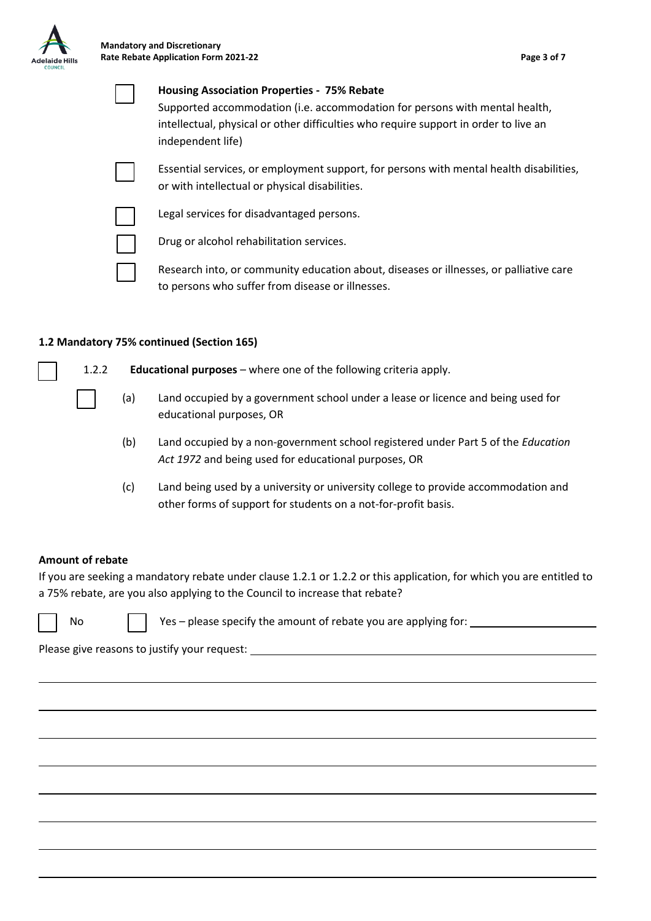- [ ] **Housing Association Properties - 75% Rebate**
  Supported accommodation (i.e. accommodation for persons with mental health, intellectual, physical or other difficulties who require support in order to live an independent life)
- [ ] Essential services, or employment support, for persons with mental health disabilities, or with intellectual or physical disabilities.
- [ ] Legal services for disadvantaged persons.
- [ ] Drug or alcohol rehabilitation services.
- [ ] Research into, or community education about, diseases or illnesses, or palliative care to persons who suffer from disease or illnesses.

### 1.2 Mandatory 75% continued (Section 165)

- [ ] 1.2.2 **Educational purposes** – where one of the following criteria apply.
  - [ ] (a) Land occupied by a government school under a lease or licence and being used for educational purposes, OR
  - (b) Land occupied by a non-government school registered under Part 5 of the *Education Act 1972* and being used for educational purposes, OR
  - (c) Land being used by a university or university college to provide accommodation and other forms of support for students on a not-for-profit basis.

### Amount of rebate

If you are seeking a mandatory rebate under clause 1.2.1 or 1.2.2 or this application, for which you are entitled to a 75% rebate, are you also applying to the Council to increase that rebate?

- [ ] No
- [ ] Yes – please specify the amount of rebate you are applying for: ____________________

Please give reasons to justify your request: ____________________________________________

______________________________________________________________________

______________________________________________________________________

______________________________________________________________________

______________________________________________________________________

______________________________________________________________________

______________________________________________________________________

______________________________________________________________________

______________________________________________________________________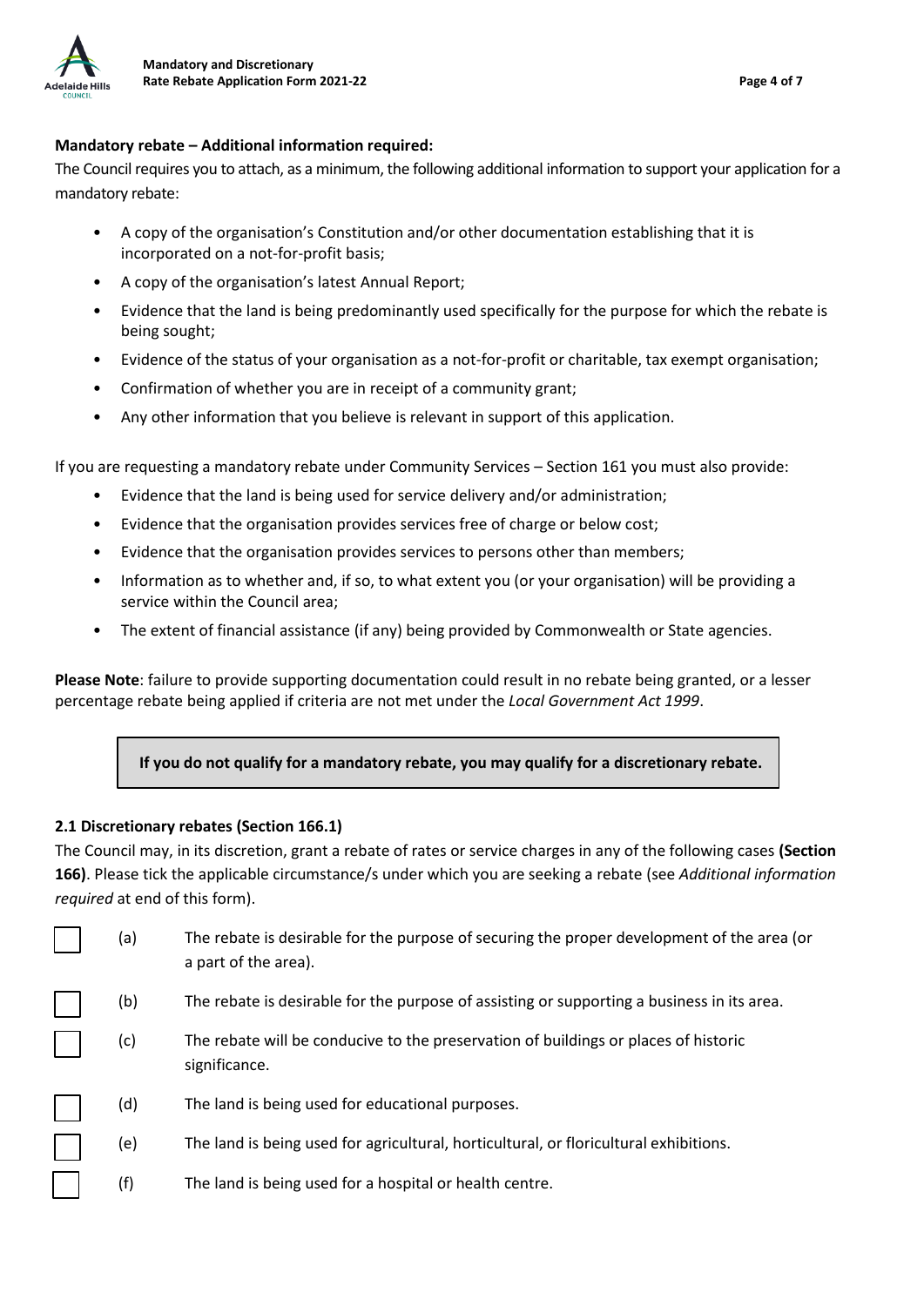**Mandatory rebate – Additional information required:**

The Council requires you to attach, as a minimum, the following additional information to support your application for a mandatory rebate:

- A copy of the organisation's Constitution and/or other documentation establishing that it is incorporated on a not-for-profit basis;
- A copy of the organisation's latest Annual Report;
- Evidence that the land is being predominantly used specifically for the purpose for which the rebate is being sought;
- Evidence of the status of your organisation as a not-for-profit or charitable, tax exempt organisation;
- Confirmation of whether you are in receipt of a community grant;
- Any other information that you believe is relevant in support of this application.

If you are requesting a mandatory rebate under Community Services – Section 161 you must also provide:

- Evidence that the land is being used for service delivery and/or administration;
- Evidence that the organisation provides services free of charge or below cost;
- Evidence that the organisation provides services to persons other than members;
- Information as to whether and, if so, to what extent you (or your organisation) will be providing a service within the Council area;
- The extent of financial assistance (if any) being provided by Commonwealth or State agencies.

**Please Note**: failure to provide supporting documentation could result in no rebate being granted, or a lesser percentage rebate being applied if criteria are not met under the *Local Government Act 1999*.

**If you do not qualify for a mandatory rebate, you may qualify for a discretionary rebate.**

#### 2.1 Discretionary rebates (Section 166.1)

The Council may, in its discretion, grant a rebate of rates or service charges in any of the following cases **(Section 166)**. Please tick the applicable circumstance/s under which you are seeking a rebate (see *Additional information required* at end of this form).

- ☐ (a) The rebate is desirable for the purpose of securing the proper development of the area (or a part of the area).
- ☐ (b) The rebate is desirable for the purpose of assisting or supporting a business in its area.
- ☐ (c) The rebate will be conducive to the preservation of buildings or places of historic significance.
- ☐ (d) The land is being used for educational purposes.
- ☐ (e) The land is being used for agricultural, horticultural, or floricultural exhibitions.
- ☐ (f) The land is being used for a hospital or health centre.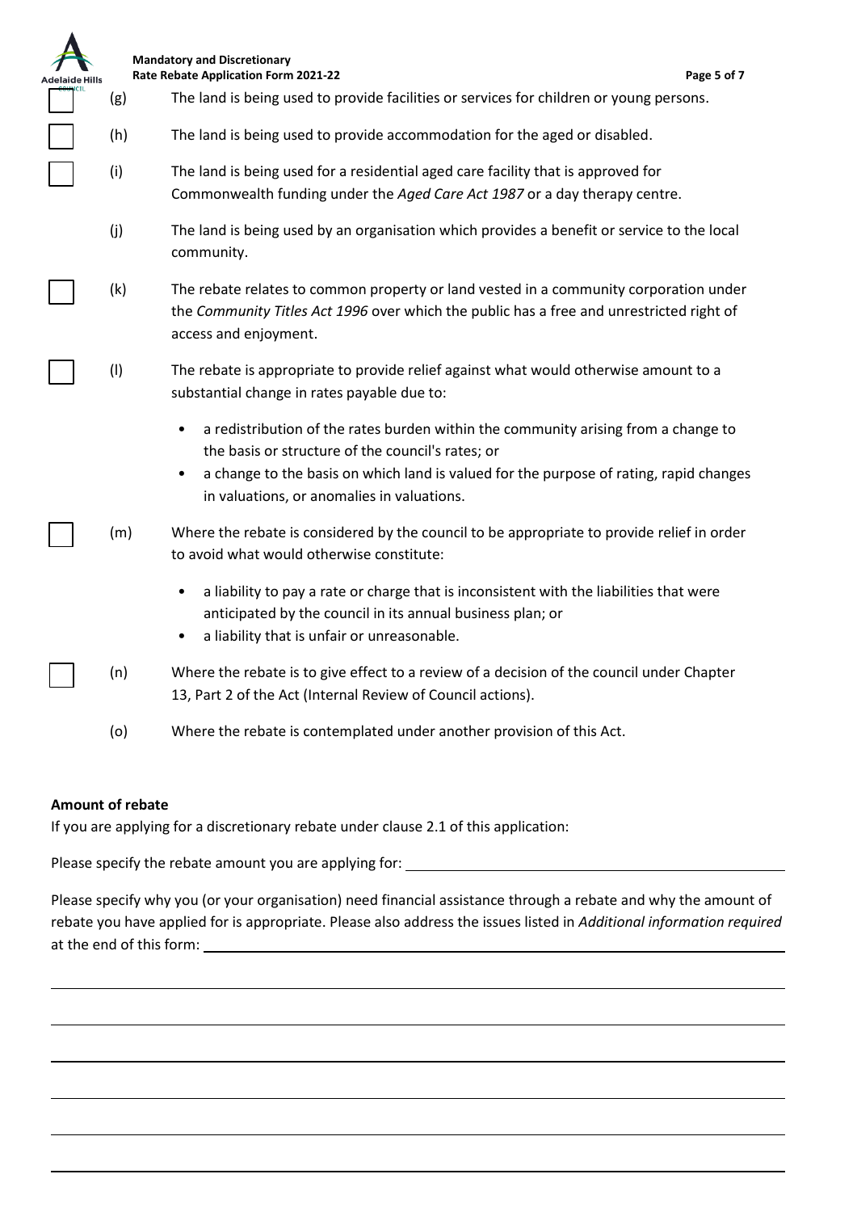- [ ] (g) The land is being used to provide facilities or services for children or young persons.
- [ ] (h) The land is being used to provide accommodation for the aged or disabled.
- [ ] (i) The land is being used for a residential aged care facility that is approved for Commonwealth funding under the *Aged Care Act 1987* or a day therapy centre.
- (j) The land is being used by an organisation which provides a benefit or service to the local community.
- [ ] (k) The rebate relates to common property or land vested in a community corporation under the *Community Titles Act 1996* over which the public has a free and unrestricted right of access and enjoyment.
- [ ] (l) The rebate is appropriate to provide relief against what would otherwise amount to a substantial change in rates payable due to:
  - a redistribution of the rates burden within the community arising from a change to the basis or structure of the council's rates; or
  - a change to the basis on which land is valued for the purpose of rating, rapid changes in valuations, or anomalies in valuations.
- [ ] (m) Where the rebate is considered by the council to be appropriate to provide relief in order to avoid what would otherwise constitute:
  - a liability to pay a rate or charge that is inconsistent with the liabilities that were anticipated by the council in its annual business plan; or
  - a liability that is unfair or unreasonable.
- [ ] (n) Where the rebate is to give effect to a review of a decision of the council under Chapter 13, Part 2 of the Act (Internal Review of Council actions).
- (o) Where the rebate is contemplated under another provision of this Act.

**Amount of rebate**

If you are applying for a discretionary rebate under clause 2.1 of this application:

Please specify the rebate amount you are applying for: \_\_\_\_\_\_\_\_\_\_\_\_\_\_\_\_\_\_\_\_\_\_\_\_\_\_\_\_\_\_\_\_\_\_\_\_\_\_\_\_

Please specify why you (or your organisation) need financial assistance through a rebate and why the amount of rebate you have applied for is appropriate. Please also address the issues listed in *Additional information required* at the end of this form: \_\_\_\_\_\_\_\_\_\_\_\_\_\_\_\_\_\_\_\_\_\_\_\_\_\_\_\_\_\_\_\_\_\_\_\_\_\_\_\_

\_\_\_\_\_\_\_\_\_\_\_\_\_\_\_\_\_\_\_\_\_\_\_\_\_\_\_\_\_\_\_\_\_\_\_\_\_\_\_\_\_\_\_\_\_\_\_\_\_\_\_\_\_\_\_\_\_\_\_\_\_\_\_\_\_\_\_\_\_\_\_\_\_\_\_\_\_\_

\_\_\_\_\_\_\_\_\_\_\_\_\_\_\_\_\_\_\_\_\_\_\_\_\_\_\_\_\_\_\_\_\_\_\_\_\_\_\_\_\_\_\_\_\_\_\_\_\_\_\_\_\_\_\_\_\_\_\_\_\_\_\_\_\_\_\_\_\_\_\_\_\_\_\_\_\_\_

\_\_\_\_\_\_\_\_\_\_\_\_\_\_\_\_\_\_\_\_\_\_\_\_\_\_\_\_\_\_\_\_\_\_\_\_\_\_\_\_\_\_\_\_\_\_\_\_\_\_\_\_\_\_\_\_\_\_\_\_\_\_\_\_\_\_\_\_\_\_\_\_\_\_\_\_\_\_

\_\_\_\_\_\_\_\_\_\_\_\_\_\_\_\_\_\_\_\_\_\_\_\_\_\_\_\_\_\_\_\_\_\_\_\_\_\_\_\_\_\_\_\_\_\_\_\_\_\_\_\_\_\_\_\_\_\_\_\_\_\_\_\_\_\_\_\_\_\_\_\_\_\_\_\_\_\_

\_\_\_\_\_\_\_\_\_\_\_\_\_\_\_\_\_\_\_\_\_\_\_\_\_\_\_\_\_\_\_\_\_\_\_\_\_\_\_\_\_\_\_\_\_\_\_\_\_\_\_\_\_\_\_\_\_\_\_\_\_\_\_\_\_\_\_\_\_\_\_\_\_\_\_\_\_\_

\_\_\_\_\_\_\_\_\_\_\_\_\_\_\_\_\_\_\_\_\_\_\_\_\_\_\_\_\_\_\_\_\_\_\_\_\_\_\_\_\_\_\_\_\_\_\_\_\_\_\_\_\_\_\_\_\_\_\_\_\_\_\_\_\_\_\_\_\_\_\_\_\_\_\_\_\_\_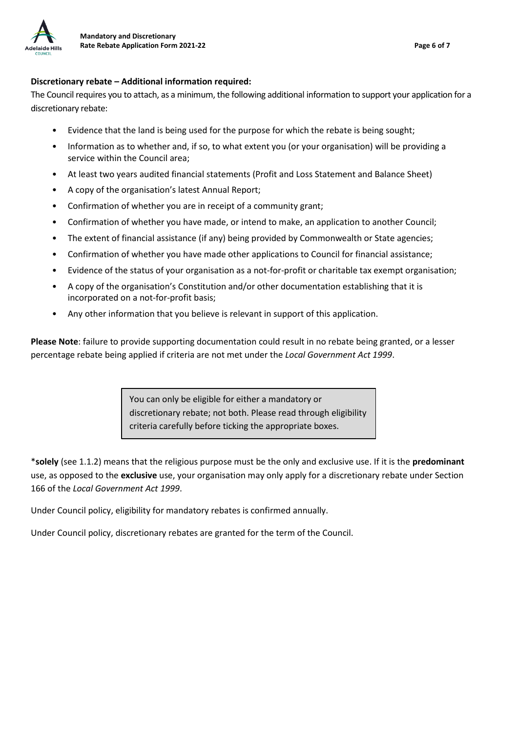**Discretionary rebate – Additional information required:**

The Council requires you to attach, as a minimum, the following additional information to support your application for a discretionary rebate:

- Evidence that the land is being used for the purpose for which the rebate is being sought;
- Information as to whether and, if so, to what extent you (or your organisation) will be providing a service within the Council area;
- At least two years audited financial statements (Profit and Loss Statement and Balance Sheet)
- A copy of the organisation's latest Annual Report;
- Confirmation of whether you are in receipt of a community grant;
- Confirmation of whether you have made, or intend to make, an application to another Council;
- The extent of financial assistance (if any) being provided by Commonwealth or State agencies;
- Confirmation of whether you have made other applications to Council for financial assistance;
- Evidence of the status of your organisation as a not-for-profit or charitable tax exempt organisation;
- A copy of the organisation's Constitution and/or other documentation establishing that it is incorporated on a not-for-profit basis;
- Any other information that you believe is relevant in support of this application.

**Please Note**: failure to provide supporting documentation could result in no rebate being granted, or a lesser percentage rebate being applied if criteria are not met under the *Local Government Act 1999*.

> You can only be eligible for either a mandatory or discretionary rebate; not both. Please read through eligibility criteria carefully before ticking the appropriate boxes.

\***solely** (see 1.1.2) means that the religious purpose must be the only and exclusive use. If it is the **predominant** use, as opposed to the **exclusive** use, your organisation may only apply for a discretionary rebate under Section 166 of the *Local Government Act 1999*.

Under Council policy, eligibility for mandatory rebates is confirmed annually.

Under Council policy, discretionary rebates are granted for the term of the Council.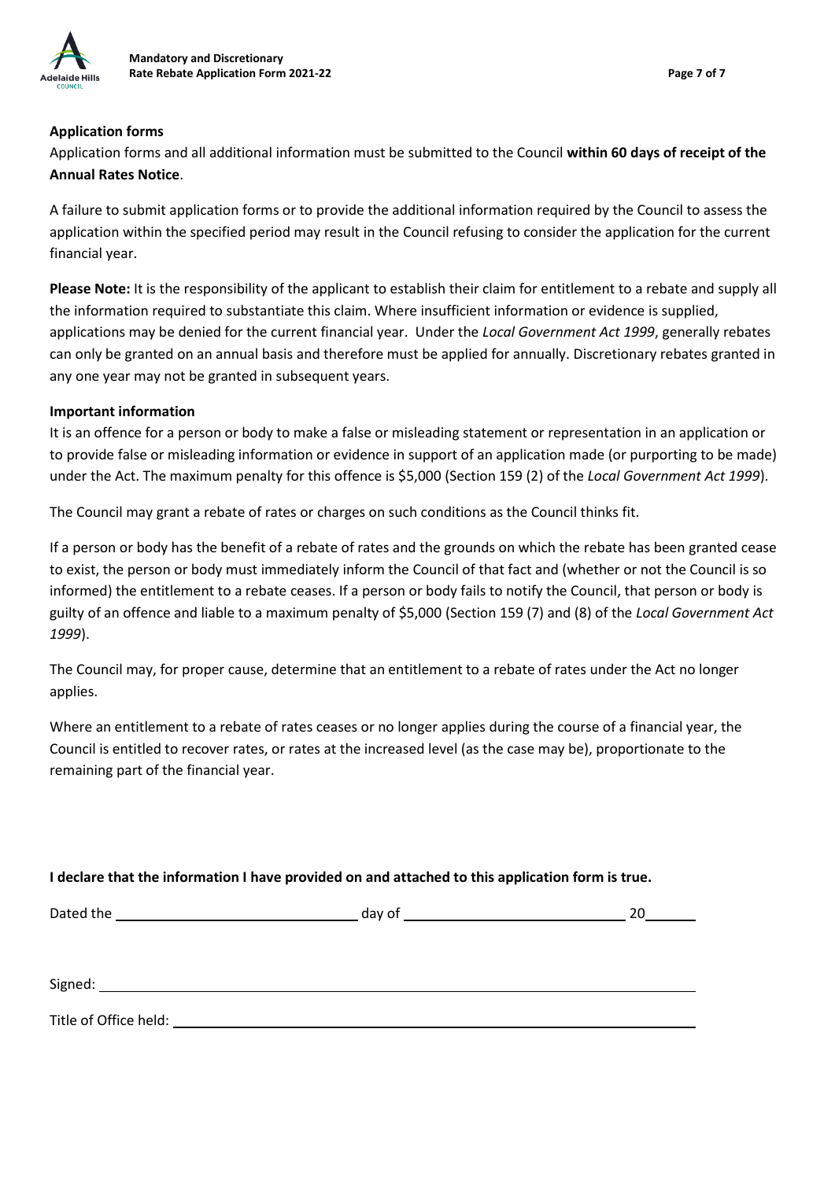**Application forms**

Application forms and all additional information must be submitted to the Council **within 60 days of receipt of the Annual Rates Notice**.

A failure to submit application forms or to provide the additional information required by the Council to assess the application within the specified period may result in the Council refusing to consider the application for the current financial year.

**Please Note:** It is the responsibility of the applicant to establish their claim for entitlement to a rebate and supply all the information required to substantiate this claim. Where insufficient information or evidence is supplied, applications may be denied for the current financial year. Under the *Local Government Act 1999*, generally rebates can only be granted on an annual basis and therefore must be applied for annually. Discretionary rebates granted in any one year may not be granted in subsequent years.

**Important information**

It is an offence for a person or body to make a false or misleading statement or representation in an application or to provide false or misleading information or evidence in support of an application made (or purporting to be made) under the Act. The maximum penalty for this offence is $5,000 (Section 159 (2) of the *Local Government Act 1999*).

The Council may grant a rebate of rates or charges on such conditions as the Council thinks fit.

If a person or body has the benefit of a rebate of rates and the grounds on which the rebate has been granted cease to exist, the person or body must immediately inform the Council of that fact and (whether or not the Council is so informed) the entitlement to a rebate ceases. If a person or body fails to notify the Council, that person or body is guilty of an offence and liable to a maximum penalty of $5,000 (Section 159 (7) and (8) of the *Local Government Act 1999*).

The Council may, for proper cause, determine that an entitlement to a rebate of rates under the Act no longer applies.

Where an entitlement to a rebate of rates ceases or no longer applies during the course of a financial year, the Council is entitled to recover rates, or rates at the increased level (as the case may be), proportionate to the remaining part of the financial year.

**I declare that the information I have provided on and attached to this application form is true.**

Dated the ______________________________ day of ____________________________ 20______

Signed: ______________________________________________________________________

Title of Office held: ____________________________________________________________